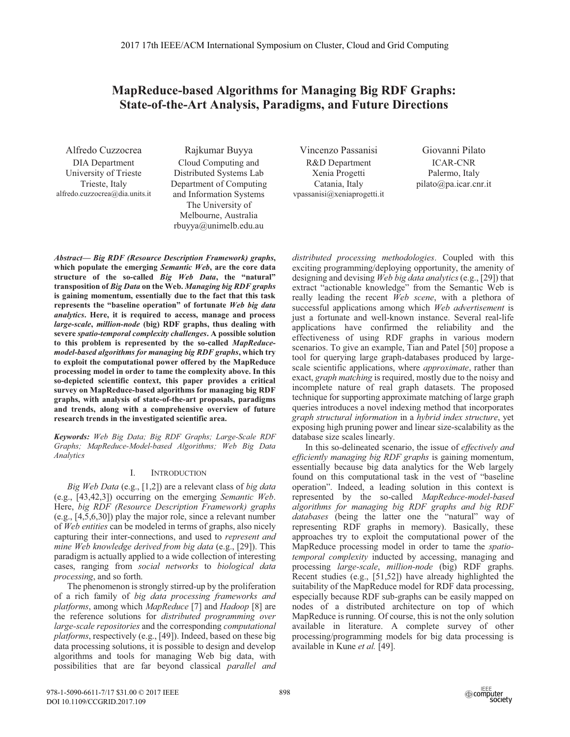# MapReduce-based Algorithms for Managing Big RDF Graphs: State-of-the-Art Analysis, Paradigms, and Future Directions

Alfredo Cuzzocrea
DIA Department
University of Trieste
Trieste, Italy
alfredo.cuzzocrea@dia.units.it

Rajkumar Buyya
Cloud Computing and Distributed Systems Lab
Department of Computing and Information Systems
The University of Melbourne, Australia
rbuyya@unimelb.edu.au

Vincenzo Passanisi
R&D Department
Xenia Progetti
Catania, Italy
vpassanisi@xeniaprogetti.it

Giovanni Pilato
ICAR-CNR
Palermo, Italy
pilato@pa.icar.cnr.it

***Abstract*— Big RDF (Resource Description Framework) graphs, which populate the emerging *Semantic Web*, are the core data structure of the so-called *Big Web Data*, the "natural" transposition of *Big Data* on the Web. *Managing big RDF graphs* is gaining momentum, essentially due to the fact that this task represents the "baseline operation" of fortunate *Web big data analytics*. Here, it is required to access, manage and process *large-scale*, *million-node* (big) RDF graphs, thus dealing with severe *spatio-temporal complexity challenges*. A possible solution to this problem is represented by the so-called *MapReduce-model-based algorithms for managing big RDF graphs*, which try to exploit the computational power offered by the MapReduce processing model in order to tame the complexity above. In this so-depicted scientific context, this paper provides a critical survey on MapReduce-based algorithms for managing big RDF graphs, with analysis of state-of-the-art proposals, paradigms and trends, along with a comprehensive overview of future research trends in the investigated scientific area.**

***Keywords:*** *Web Big Data; Big RDF Graphs; Large-Scale RDF Graphs; MapReduce-Model-based Algorithms; Web Big Data Analytics*

## I. INTRODUCTION

*Big Web Data* (e.g., [1,2]) are a relevant class of *big data* (e.g., [43,42,3]) occurring on the emerging *Semantic Web*. Here, *big RDF (Resource Description Framework) graphs* (e.g., [4,5,6,30]) play the major role, since a relevant number of *Web entities* can be modeled in terms of graphs, also nicely capturing their inter-connections, and used to *represent and mine Web knowledge derived from big data* (e.g., [29]). This paradigm is actually applied to a wide collection of interesting cases, ranging from *social networks* to *biological data processing*, and so forth.

The phenomenon is strongly stirred-up by the proliferation of a rich family of *big data processing frameworks and platforms*, among which *MapReduce* [7] and *Hadoop* [8] are the reference solutions for *distributed programming over large-scale repositories* and the corresponding *computational platforms*, respectively (e.g., [49]). Indeed, based on these big data processing solutions, it is possible to design and develop algorithms and tools for managing Web big data, with possibilities that are far beyond classical *parallel and distributed processing methodologies*. Coupled with this exciting programming/deploying opportunity, the amenity of designing and devising *Web big data analytics* (e.g., [29]) that extract "actionable knowledge" from the Semantic Web is really leading the recent *Web scene*, with a plethora of successful applications among which *Web advertisement* is just a fortunate and well-known instance. Several real-life applications have confirmed the reliability and the effectiveness of using RDF graphs in various modern scenarios. To give an example, Tian and Patel [50] propose a tool for querying large graph-databases produced by large-scale scientific applications, where *approximate*, rather than exact, *graph matching* is required, mostly due to the noisy and incomplete nature of real graph datasets. The proposed technique for supporting approximate matching of large graph queries introduces a novel indexing method that incorporates *graph structural information* in a *hybrid index structure*, yet exposing high pruning power and linear size-scalability as the database size scales linearly.

In this so-delineated scenario, the issue of *effectively and efficiently managing big RDF graphs* is gaining momentum, essentially because big data analytics for the Web largely found on this computational task in the vest of "baseline operation". Indeed, a leading solution in this context is represented by the so-called *MapReduce-model-based algorithms for managing big RDF graphs and big RDF databases* (being the latter one the "natural" way of representing RDF graphs in memory). Basically, these approaches try to exploit the computational power of the MapReduce processing model in order to tame the *spatio-temporal complexity* inducted by accessing, managing and processing *large-scale*, *million-node* (big) RDF graphs. Recent studies (e.g., [51,52]) have already highlighted the suitability of the MapReduce model for RDF data processing, especially because RDF sub-graphs can be easily mapped on nodes of a distributed architecture on top of which MapReduce is running. Of course, this is not the only solution available in literature. A complete survey of other processing/programming models for big data processing is available in Kune *et al.* [49].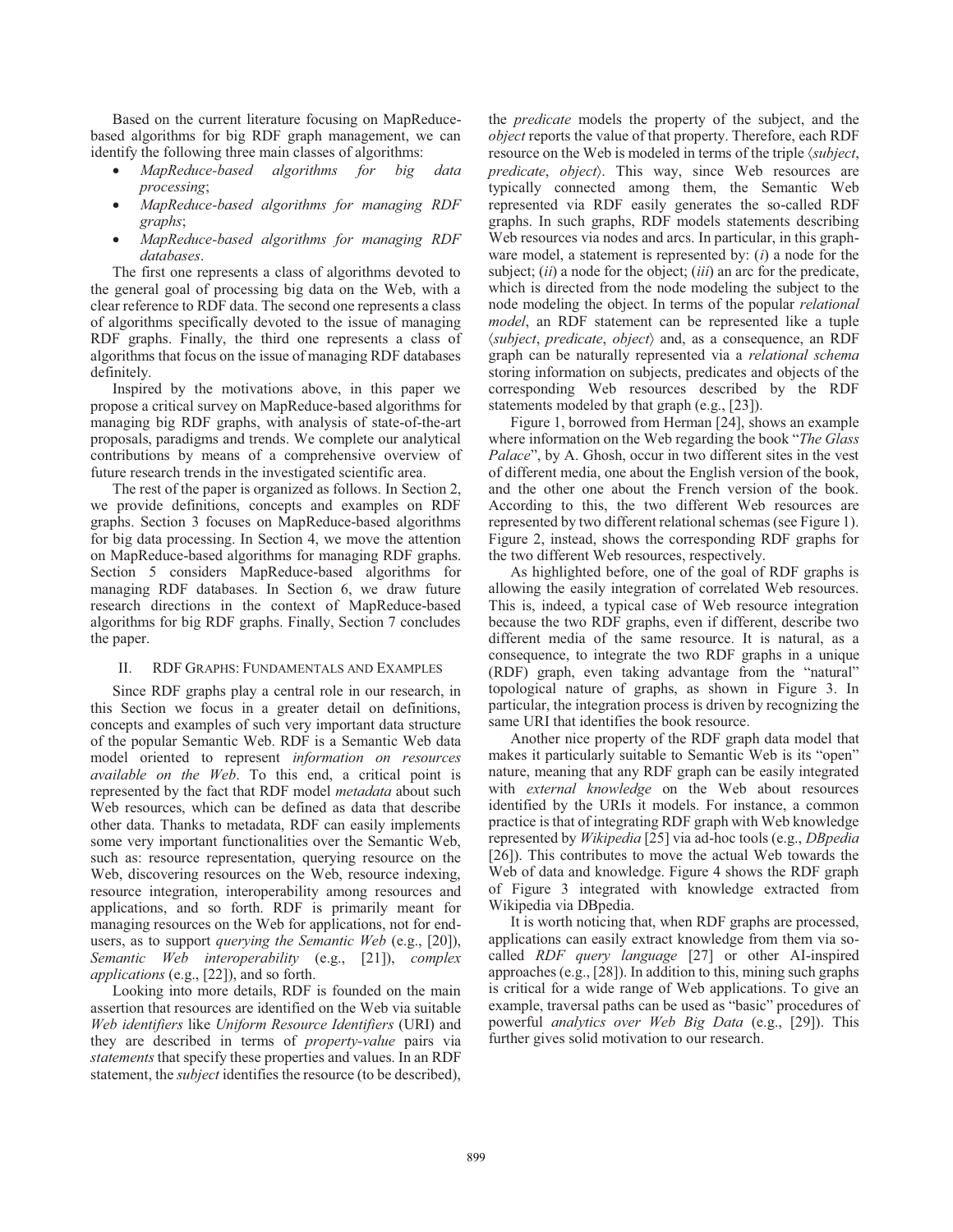Based on the current literature focusing on MapReduce-based algorithms for big RDF graph management, we can identify the following three main classes of algorithms:

- *MapReduce-based algorithms for big data processing*;
- *MapReduce-based algorithms for managing RDF graphs*;
- *MapReduce-based algorithms for managing RDF databases*.

The first one represents a class of algorithms devoted to the general goal of processing big data on the Web, with a clear reference to RDF data. The second one represents a class of algorithms specifically devoted to the issue of managing RDF graphs. Finally, the third one represents a class of algorithms that focus on the issue of managing RDF databases definitely.

Inspired by the motivations above, in this paper we propose a critical survey on MapReduce-based algorithms for managing big RDF graphs, with analysis of state-of-the-art proposals, paradigms and trends. We complete our analytical contributions by means of a comprehensive overview of future research trends in the investigated scientific area.

The rest of the paper is organized as follows. In Section 2, we provide definitions, concepts and examples on RDF graphs. Section 3 focuses on MapReduce-based algorithms for big data processing. In Section 4, we move the attention on MapReduce-based algorithms for managing RDF graphs. Section 5 considers MapReduce-based algorithms for managing RDF databases. In Section 6, we draw future research directions in the context of MapReduce-based algorithms for big RDF graphs. Finally, Section 7 concludes the paper.

## II. RDF Graphs: Fundamentals and Examples

Since RDF graphs play a central role in our research, in this Section we focus in a greater detail on definitions, concepts and examples of such very important data structure of the popular Semantic Web. RDF is a Semantic Web data model oriented to represent *information on resources available on the Web*. To this end, a critical point is represented by the fact that RDF model *metadata* about such Web resources, which can be defined as data that describe other data. Thanks to metadata, RDF can easily implements some very important functionalities over the Semantic Web, such as: resource representation, querying resource on the Web, discovering resources on the Web, resource indexing, resource integration, interoperability among resources and applications, and so forth. RDF is primarily meant for managing resources on the Web for applications, not for end-users, as to support *querying the Semantic Web* (e.g., [20]), *Semantic Web interoperability* (e.g., [21]), *complex applications* (e.g., [22]), and so forth.

Looking into more details, RDF is founded on the main assertion that resources are identified on the Web via suitable *Web identifiers* like *Uniform Resource Identifiers* (URI) and they are described in terms of *property-value* pairs via *statements* that specify these properties and values. In an RDF statement, the *subject* identifies the resource (to be described), the *predicate* models the property of the subject, and the *object* reports the value of that property. Therefore, each RDF resource on the Web is modeled in terms of the triple ⟨*subject*, *predicate*, *object*⟩. This way, since Web resources are typically connected among them, the Semantic Web represented via RDF easily generates the so-called RDF graphs. In such graphs, RDF models statements describing Web resources via nodes and arcs. In particular, in this graph-ware model, a statement is represented by: (*i*) a node for the subject; (*ii*) a node for the object; (*iii*) an arc for the predicate, which is directed from the node modeling the subject to the node modeling the object. In terms of the popular *relational model*, an RDF statement can be represented like a tuple ⟨*subject*, *predicate*, *object*⟩ and, as a consequence, an RDF graph can be naturally represented via a *relational schema* storing information on subjects, predicates and objects of the corresponding Web resources described by the RDF statements modeled by that graph (e.g., [23]).

Figure 1, borrowed from Herman [24], shows an example where information on the Web regarding the book "*The Glass Palace*", by A. Ghosh, occur in two different sites in the vest of different media, one about the English version of the book, and the other one about the French version of the book. According to this, the two different Web resources are represented by two different relational schemas (see Figure 1). Figure 2, instead, shows the corresponding RDF graphs for the two different Web resources, respectively.

As highlighted before, one of the goal of RDF graphs is allowing the easily integration of correlated Web resources. This is, indeed, a typical case of Web resource integration because the two RDF graphs, even if different, describe two different media of the same resource. It is natural, as a consequence, to integrate the two RDF graphs in a unique (RDF) graph, even taking advantage from the "natural" topological nature of graphs, as shown in Figure 3. In particular, the integration process is driven by recognizing the same URI that identifies the book resource.

Another nice property of the RDF graph data model that makes it particularly suitable to Semantic Web is its "open" nature, meaning that any RDF graph can be easily integrated with *external knowledge* on the Web about resources identified by the URIs it models. For instance, a common practice is that of integrating RDF graph with Web knowledge represented by *Wikipedia* [25] via ad-hoc tools (e.g., *DBpedia* [26]). This contributes to move the actual Web towards the Web of data and knowledge. Figure 4 shows the RDF graph of Figure 3 integrated with knowledge extracted from Wikipedia via DBpedia.

It is worth noticing that, when RDF graphs are processed, applications can easily extract knowledge from them via so-called *RDF query language* [27] or other AI-inspired approaches (e.g., [28]). In addition to this, mining such graphs is critical for a wide range of Web applications. To give an example, traversal paths can be used as "basic" procedures of powerful *analytics over Web Big Data* (e.g., [29]). This further gives solid motivation to our research.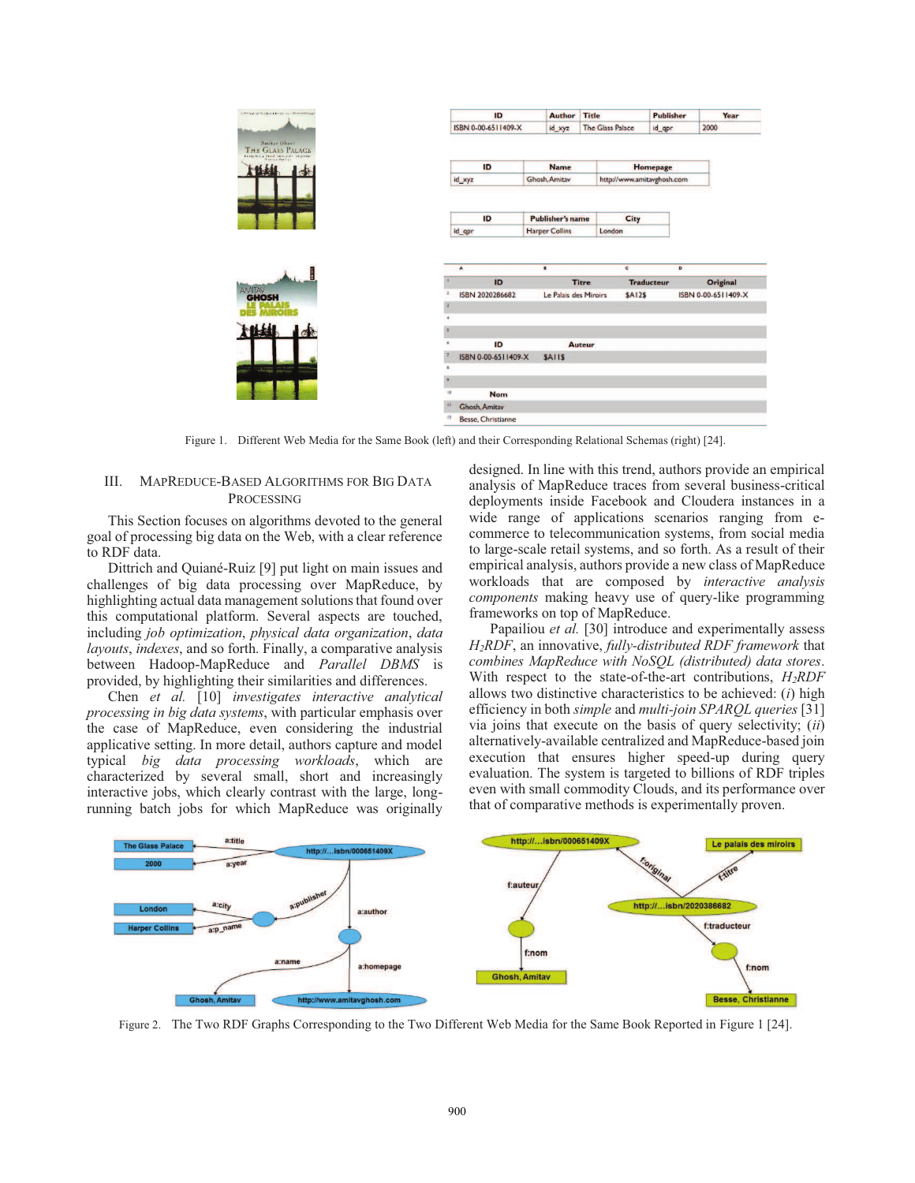Figure 1. Different Web Media for the Same Book (left) and their Corresponding Relational Schemas (right) [24].

## III. MapReduce-Based Algorithms for Big Data Processing

This Section focuses on algorithms devoted to the general goal of processing big data on the Web, with a clear reference to RDF data.

Dittrich and Quiané-Ruiz [9] put light on main issues and challenges of big data processing over MapReduce, by highlighting actual data management solutions that found over this computational platform. Several aspects are touched, including *job optimization*, *physical data organization*, *data layouts*, *indexes*, and so forth. Finally, a comparative analysis between Hadoop-MapReduce and *Parallel DBMS* is provided, by highlighting their similarities and differences.

Chen *et al.* [10] *investigates interactive analytical processing in big data systems*, with particular emphasis over the case of MapReduce, even considering the industrial applicative setting. In more detail, authors capture and model typical *big data processing workloads*, which are characterized by several small, short and increasingly interactive jobs, which clearly contrast with the large, long-running batch jobs for which MapReduce was originally designed. In line with this trend, authors provide an empirical analysis of MapReduce traces from several business-critical deployments inside Facebook and Cloudera instances in a wide range of applications scenarios ranging from e-commerce to telecommunication systems, from social media to large-scale retail systems, and so forth. As a result of their empirical analysis, authors provide a new class of MapReduce workloads that are composed by *interactive analysis components* making heavy use of query-like programming frameworks on top of MapReduce.

Papailiou *et al.* [30] introduce and experimentally assess $H_2RDF$, an innovative, *fully-distributed RDF framework* that *combines MapReduce with NoSQL (distributed) data stores*. With respect to the state-of-the-art contributions, $H_2RDF$ allows two distinctive characteristics to be achieved: (*i*) high efficiency in both *simple* and *multi-join SPARQL queries* [31] via joins that execute on the basis of query selectivity; (*ii*) alternatively-available centralized and MapReduce-based join execution that ensures higher speed-up during query evaluation. The system is targeted to billions of RDF triples even with small commodity Clouds, and its performance over that of comparative methods is experimentally proven.

Figure 2. The Two RDF Graphs Corresponding to the Two Different Web Media for the Same Book Reported in Figure 1 [24].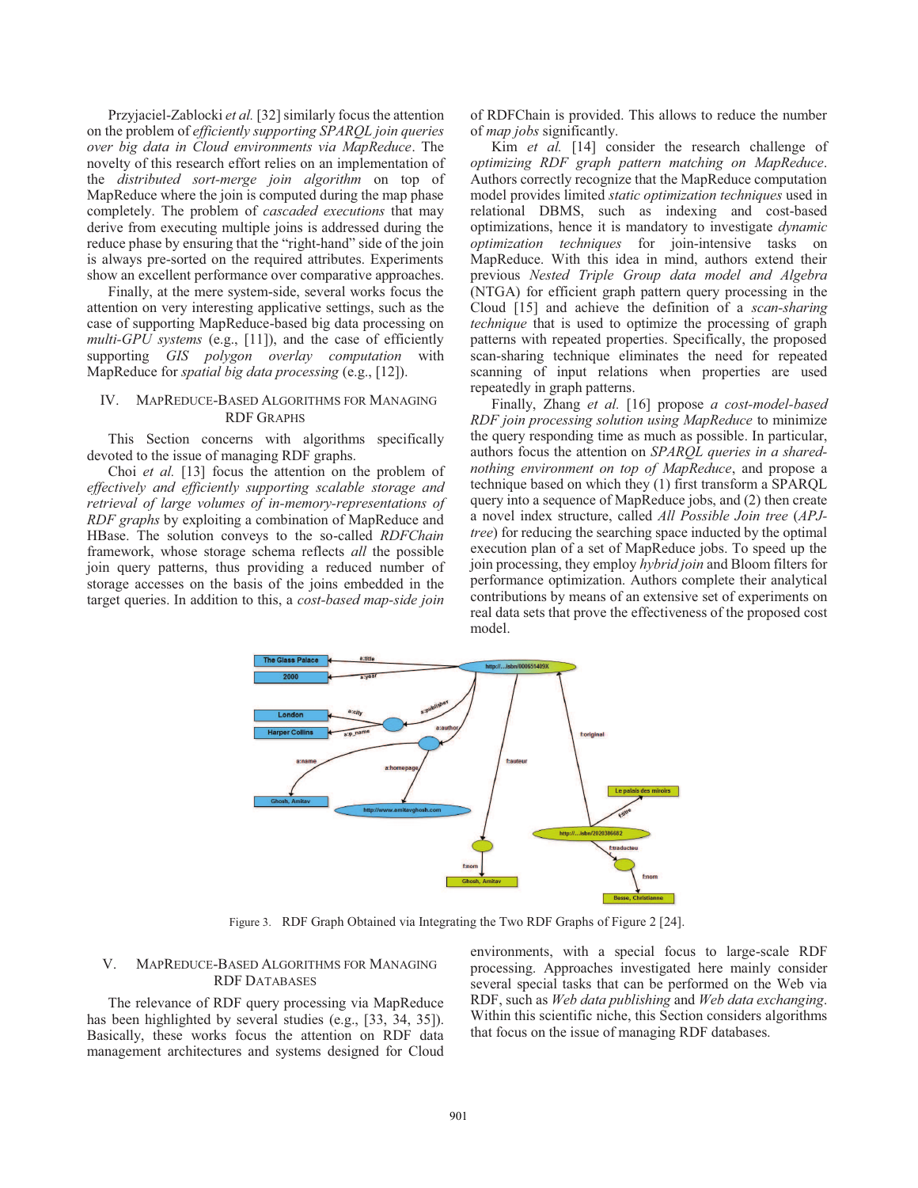Przyjaciel-Zablocki *et al.* [32] similarly focus the attention on the problem of *efficiently supporting SPARQL join queries over big data in Cloud environments via MapReduce*. The novelty of this research effort relies on an implementation of the *distributed sort-merge join algorithm* on top of MapReduce where the join is computed during the map phase completely. The problem of *cascaded executions* that may derive from executing multiple joins is addressed during the reduce phase by ensuring that the "right-hand" side of the join is always pre-sorted on the required attributes. Experiments show an excellent performance over comparative approaches.

Finally, at the mere system-side, several works focus the attention on very interesting applicative settings, such as the case of supporting MapReduce-based big data processing on *multi-GPU systems* (e.g., [11]), and the case of efficiently supporting *GIS polygon overlay computation* with MapReduce for *spatial big data processing* (e.g., [12]).

## IV. MapReduce-Based Algorithms for Managing RDF Graphs

This Section concerns with algorithms specifically devoted to the issue of managing RDF graphs.

Choi *et al.* [13] focus the attention on the problem of *effectively and efficiently supporting scalable storage and retrieval of large volumes of in-memory-representations of RDF graphs* by exploiting a combination of MapReduce and HBase. The solution conveys to the so-called *RDFChain* framework, whose storage schema reflects *all* the possible join query patterns, thus providing a reduced number of storage accesses on the basis of the joins embedded in the target queries. In addition to this, a *cost-based map-side join* of RDFChain is provided. This allows to reduce the number of *map jobs* significantly.

Kim *et al.* [14] consider the research challenge of *optimizing RDF graph pattern matching on MapReduce*. Authors correctly recognize that the MapReduce computation model provides limited *static optimization techniques* used in relational DBMS, such as indexing and cost-based optimizations, hence it is mandatory to investigate *dynamic optimization techniques* for join-intensive tasks on MapReduce. With this idea in mind, authors extend their previous *Nested Triple Group data model and Algebra* (NTGA) for efficient graph pattern query processing in the Cloud [15] and achieve the definition of a *scan-sharing technique* that is used to optimize the processing of graph patterns with repeated properties. Specifically, the proposed scan-sharing technique eliminates the need for repeated scanning of input relations when properties are used repeatedly in graph patterns.

Finally, Zhang *et al.* [16] propose *a cost-model-based RDF join processing solution using MapReduce* to minimize the query responding time as much as possible. In particular, authors focus the attention on *SPARQL queries in a shared-nothing environment on top of MapReduce*, and propose a technique based on which they (1) first transform a SPARQL query into a sequence of MapReduce jobs, and (2) then create a novel index structure, called *All Possible Join tree* (*APJ-tree*) for reducing the searching space inducted by the optimal execution plan of a set of MapReduce jobs. To speed up the join processing, they employ *hybrid join* and Bloom filters for performance optimization. Authors complete their analytical contributions by means of an extensive set of experiments on real data sets that prove the effectiveness of the proposed cost model.

Figure 3. RDF Graph Obtained via Integrating the Two RDF Graphs of Figure 2 [24].

## V. MapReduce-Based Algorithms for Managing RDF Databases

The relevance of RDF query processing via MapReduce has been highlighted by several studies (e.g., [33, 34, 35]). Basically, these works focus the attention on RDF data management architectures and systems designed for Cloud environments, with a special focus to large-scale RDF processing. Approaches investigated here mainly consider several special tasks that can be performed on the Web via RDF, such as *Web data publishing* and *Web data exchanging*. Within this scientific niche, this Section considers algorithms that focus on the issue of managing RDF databases.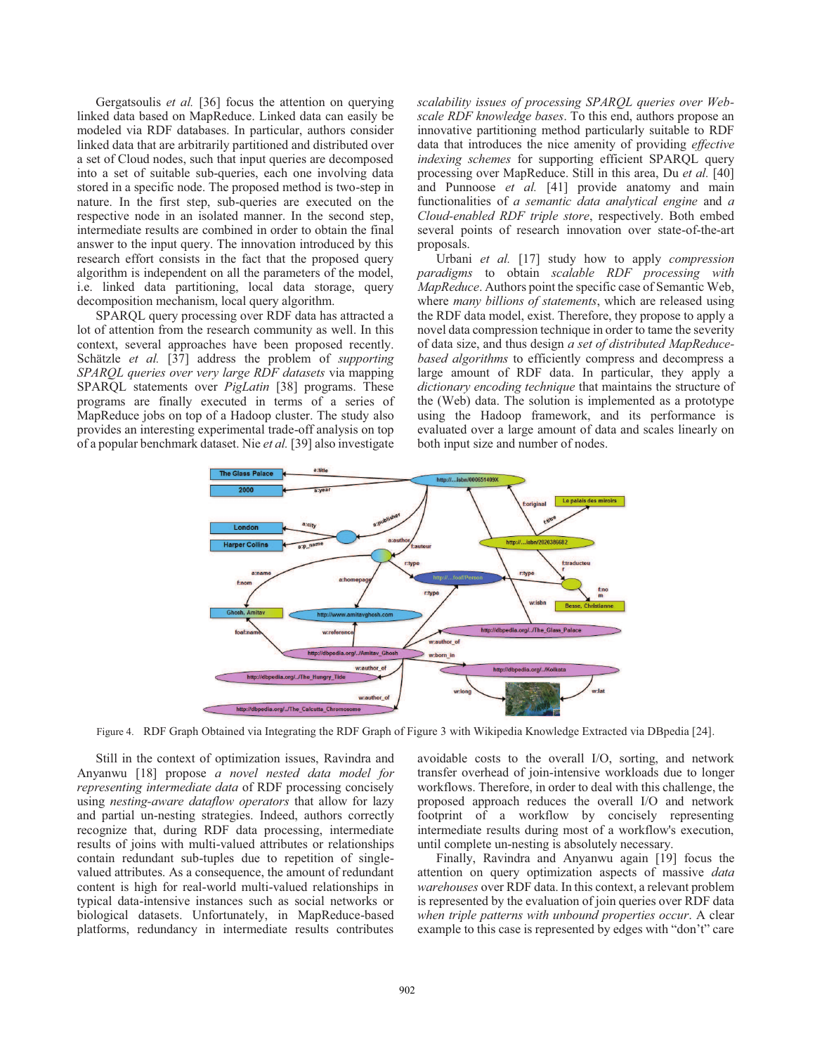Gergatsoulis *et al.* [36] focus the attention on querying linked data based on MapReduce. Linked data can easily be modeled via RDF databases. In particular, authors consider linked data that are arbitrarily partitioned and distributed over a set of Cloud nodes, such that input queries are decomposed into a set of suitable sub-queries, each one involving data stored in a specific node. The proposed method is two-step in nature. In the first step, sub-queries are executed on the respective node in an isolated manner. In the second step, intermediate results are combined in order to obtain the final answer to the input query. The innovation introduced by this research effort consists in the fact that the proposed query algorithm is independent on all the parameters of the model, i.e. linked data partitioning, local data storage, query decomposition mechanism, local query algorithm.

SPARQL query processing over RDF data has attracted a lot of attention from the research community as well. In this context, several approaches have been proposed recently. Schätzle *et al.* [37] address the problem of *supporting SPARQL queries over very large RDF datasets* via mapping SPARQL statements over *PigLatin* [38] programs. These programs are finally executed in terms of a series of MapReduce jobs on top of a Hadoop cluster. The study also provides an interesting experimental trade-off analysis on top of a popular benchmark dataset. Nie *et al.* [39] also investigate *scalability issues of processing SPARQL queries over Web-scale RDF knowledge bases*. To this end, authors propose an innovative partitioning method particularly suitable to RDF data that introduces the nice amenity of providing *effective indexing schemes* for supporting efficient SPARQL query processing over MapReduce. Still in this area, Du *et al.* [40] and Punnoose *et al.* [41] provide anatomy and main functionalities of *a semantic data analytical engine* and *a Cloud-enabled RDF triple store*, respectively. Both embed several points of research innovation over state-of-the-art proposals.

Urbani *et al.* [17] study how to apply *compression paradigms* to obtain *scalable RDF processing with MapReduce*. Authors point the specific case of Semantic Web, where *many billions of statements*, which are released using the RDF data model, exist. Therefore, they propose to apply a novel data compression technique in order to tame the severity of data size, and thus design *a set of distributed MapReduce-based algorithms* to efficiently compress and decompress a large amount of RDF data. In particular, they apply a *dictionary encoding technique* that maintains the structure of the (Web) data. The solution is implemented as a prototype using the Hadoop framework, and its performance is evaluated over a large amount of data and scales linearly on both input size and number of nodes.

Figure 4. RDF Graph Obtained via Integrating the RDF Graph of Figure 3 with Wikipedia Knowledge Extracted via DBpedia [24].

Still in the context of optimization issues, Ravindra and Anyanwu [18] propose *a novel nested data model for representing intermediate data* of RDF processing concisely using *nesting-aware dataflow operators* that allow for lazy and partial un-nesting strategies. Indeed, authors correctly recognize that, during RDF data processing, intermediate results of joins with multi-valued attributes or relationships contain redundant sub-tuples due to repetition of single-valued attributes. As a consequence, the amount of redundant content is high for real-world multi-valued relationships in typical data-intensive instances such as social networks or biological datasets. Unfortunately, in MapReduce-based platforms, redundancy in intermediate results contributes avoidable costs to the overall I/O, sorting, and network transfer overhead of join-intensive workloads due to longer workflows. Therefore, in order to deal with this challenge, the proposed approach reduces the overall I/O and network footprint of a workflow by concisely representing intermediate results during most of a workflow's execution, until complete un-nesting is absolutely necessary.

Finally, Ravindra and Anyanwu again [19] focus the attention on query optimization aspects of massive *data warehouses* over RDF data. In this context, a relevant problem is represented by the evaluation of join queries over RDF data *when triple patterns with unbound properties occur*. A clear example to this case is represented by edges with "don't" care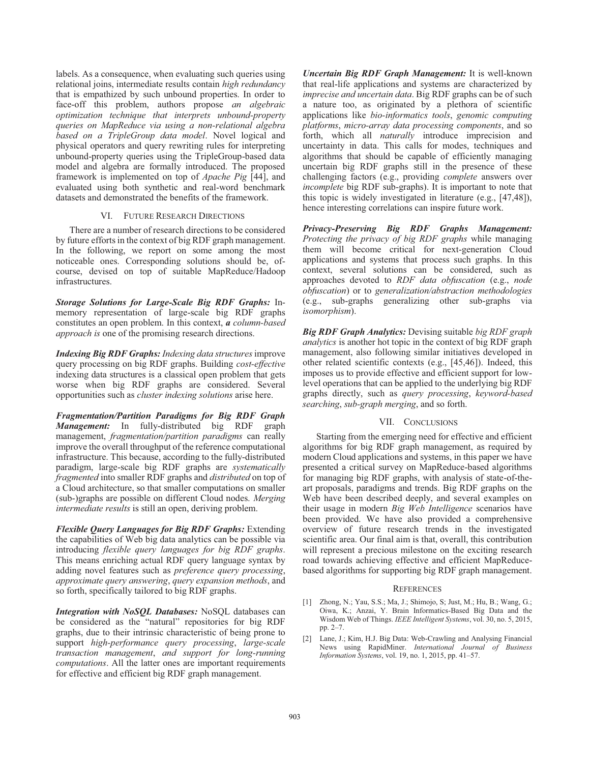labels. As a consequence, when evaluating such queries using relational joins, intermediate results contain *high redundancy* that is empathized by such unbound properties. In order to face-off this problem, authors propose *an algebraic optimization technique that interprets unbound-property queries on MapReduce via using a non-relational algebra based on a TripleGroup data model*. Novel logical and physical operators and query rewriting rules for interpreting unbound-property queries using the TripleGroup-based data model and algebra are formally introduced. The proposed framework is implemented on top of *Apache Pig* [44], and evaluated using both synthetic and real-word benchmark datasets and demonstrated the benefits of the framework.

## VI. Future Research Directions

There are a number of research directions to be considered by future efforts in the context of big RDF graph management. In the following, we report on some among the most noticeable ones. Corresponding solutions should be, of-course, devised on top of suitable MapReduce/Hadoop infrastructures.

***Storage Solutions for Large-Scale Big RDF Graphs:*** In-memory representation of large-scale big RDF graphs constitutes an open problem. In this context, ***a*** *column-based approach is* one of the promising research directions.

***Indexing Big RDF Graphs:*** *Indexing data structures* improve query processing on big RDF graphs. Building *cost-effective* indexing data structures is a classical open problem that gets worse when big RDF graphs are considered. Several opportunities such as *cluster indexing solutions* arise here.

***Fragmentation/Partition Paradigms for Big RDF Graph Management:*** In fully-distributed big RDF graph management, *fragmentation/partition paradigms* can really improve the overall throughput of the reference computational infrastructure. This because, according to the fully-distributed paradigm, large-scale big RDF graphs are *systematically fragmented* into smaller RDF graphs and *distributed* on top of a Cloud architecture, so that smaller computations on smaller (sub-)graphs are possible on different Cloud nodes. *Merging intermediate results* is still an open, deriving problem.

***Flexible Query Languages for Big RDF Graphs:*** Extending the capabilities of Web big data analytics can be possible via introducing *flexible query languages for big RDF graphs*. This means enriching actual RDF query language syntax by adding novel features such as *preference query processing*, *approximate query answering*, *query expansion methods*, and so forth, specifically tailored to big RDF graphs.

***Integration with NoSQL Databases:*** NoSQL databases can be considered as the "natural" repositories for big RDF graphs, due to their intrinsic characteristic of being prone to support *high-performance query processing*, *large-scale transaction management*, *and support for long-running computations*. All the latter ones are important requirements for effective and efficient big RDF graph management.

***Uncertain Big RDF Graph Management:*** It is well-known that real-life applications and systems are characterized by *imprecise and uncertain data*. Big RDF graphs can be of such a nature too, as originated by a plethora of scientific applications like *bio-informatics tools*, *genomic computing platforms*, *micro-array data processing components*, and so forth, which all *naturally* introduce imprecision and uncertainty in data. This calls for modes, techniques and algorithms that should be capable of efficiently managing uncertain big RDF graphs still in the presence of these challenging factors (e.g., providing *complete* answers over *incomplete* big RDF sub-graphs). It is important to note that this topic is widely investigated in literature (e.g., [47,48]), hence interesting correlations can inspire future work.

***Privacy-Preserving Big RDF Graphs Management:*** *Protecting the privacy of big RDF graphs* while managing them will become critical for next-generation Cloud applications and systems that process such graphs. In this context, several solutions can be considered, such as approaches devoted to *RDF data obfuscation* (e.g., *node obfuscation*) or to *generalization/abstraction methodologies* (e.g., sub-graphs generalizing other sub-graphs via *isomorphism*).

***Big RDF Graph Analytics:*** Devising suitable *big RDF graph analytics* is another hot topic in the context of big RDF graph management, also following similar initiatives developed in other related scientific contexts (e.g., [45,46]). Indeed, this imposes us to provide effective and efficient support for low-level operations that can be applied to the underlying big RDF graphs directly, such as *query processing*, *keyword-based searching*, *sub-graph merging*, and so forth.

## VII. Conclusions

Starting from the emerging need for effective and efficient algorithms for big RDF graph management, as required by modern Cloud applications and systems, in this paper we have presented a critical survey on MapReduce-based algorithms for managing big RDF graphs, with analysis of state-of-the-art proposals, paradigms and trends. Big RDF graphs on the Web have been described deeply, and several examples on their usage in modern *Big Web Intelligence* scenarios have been provided. We have also provided a comprehensive overview of future research trends in the investigated scientific area. Our final aim is that, overall, this contribution will represent a precious milestone on the exciting research road towards achieving effective and efficient MapReduce-based algorithms for supporting big RDF graph management.

## References

[1] Zhong, N.; Yau, S.S.; Ma, J.; Shimojo, S; Just, M.; Hu, B.; Wang, G.; Oiwa, K.; Anzai, Y. Brain Informatics-Based Big Data and the Wisdom Web of Things. *IEEE Intelligent Systems*, vol. 30, no. 5, 2015, pp. 2–7.

[2] Lane, J.; Kim, H.J. Big Data: Web-Crawling and Analysing Financial News using RapidMiner. *International Journal of Business Information Systems*, vol. 19, no. 1, 2015, pp. 41–57.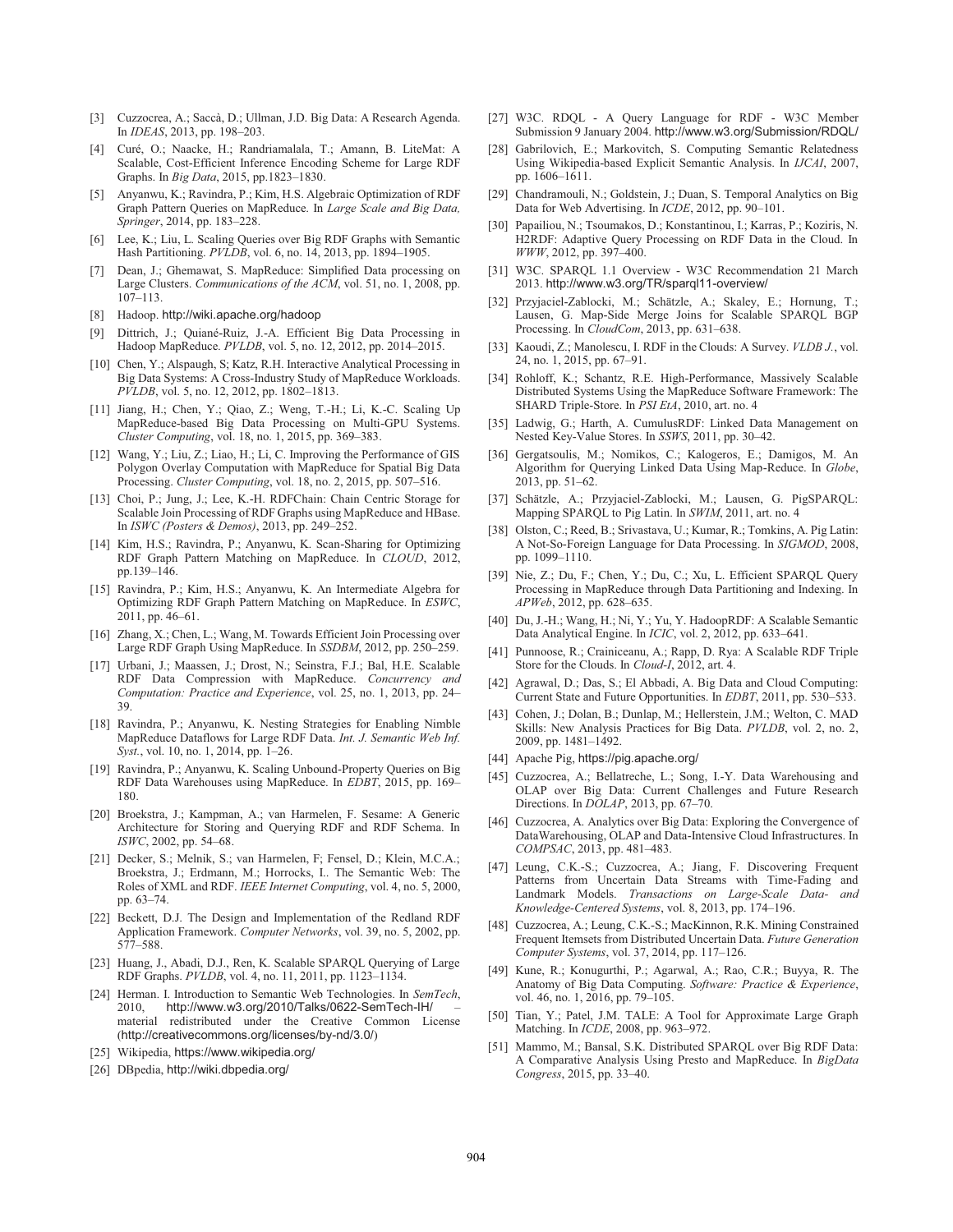[3] Cuzzocrea, A.; Saccà, D.; Ullman, J.D. Big Data: A Research Agenda. In *IDEAS*, 2013, pp. 198–203.

[4] Curé, O.; Naacke, H.; Randriamalala, T.; Amann, B. LiteMat: A Scalable, Cost-Efficient Inference Encoding Scheme for Large RDF Graphs. In *Big Data*, 2015, pp.1823–1830.

[5] Anyanwu, K.; Ravindra, P.; Kim, H.S. Algebraic Optimization of RDF Graph Pattern Queries on MapReduce. In *Large Scale and Big Data, Springer*, 2014, pp. 183–228.

[6] Lee, K.; Liu, L. Scaling Queries over Big RDF Graphs with Semantic Hash Partitioning. *PVLDB*, vol. 6, no. 14, 2013, pp. 1894–1905.

[7] Dean, J.; Ghemawat, S. MapReduce: Simplified Data processing on Large Clusters. *Communications of the ACM*, vol. 51, no. 1, 2008, pp. 107–113.

[8] Hadoop. http://wiki.apache.org/hadoop

[9] Dittrich, J.; Quiané-Ruiz, J.-A. Efficient Big Data Processing in Hadoop MapReduce. *PVLDB*, vol. 5, no. 12, 2012, pp. 2014–2015.

[10] Chen, Y.; Alspaugh, S; Katz, R.H. Interactive Analytical Processing in Big Data Systems: A Cross-Industry Study of MapReduce Workloads. *PVLDB*, vol. 5, no. 12, 2012, pp. 1802–1813.

[11] Jiang, H.; Chen, Y.; Qiao, Z.; Weng, T.-H.; Li, K.-C. Scaling Up MapReduce-based Big Data Processing on Multi-GPU Systems. *Cluster Computing*, vol. 18, no. 1, 2015, pp. 369–383.

[12] Wang, Y.; Liu, Z.; Liao, H.; Li, C. Improving the Performance of GIS Polygon Overlay Computation with MapReduce for Spatial Big Data Processing. *Cluster Computing*, vol. 18, no. 2, 2015, pp. 507–516.

[13] Choi, P.; Jung, J.; Lee, K.-H. RDFChain: Chain Centric Storage for Scalable Join Processing of RDF Graphs using MapReduce and HBase. In *ISWC (Posters & Demos)*, 2013, pp. 249–252.

[14] Kim, H.S.; Ravindra, P.; Anyanwu, K. Scan-Sharing for Optimizing RDF Graph Pattern Matching on MapReduce. In *CLOUD*, 2012, pp.139–146.

[15] Ravindra, P.; Kim, H.S.; Anyanwu, K. An Intermediate Algebra for Optimizing RDF Graph Pattern Matching on MapReduce. In *ESWC*, 2011, pp. 46–61.

[16] Zhang, X.; Chen, L.; Wang, M. Towards Efficient Join Processing over Large RDF Graph Using MapReduce. In *SSDBM*, 2012, pp. 250–259.

[17] Urbani, J.; Maassen, J.; Drost, N.; Seinstra, F.J.; Bal, H.E. Scalable RDF Data Compression with MapReduce. *Concurrency and Computation: Practice and Experience*, vol. 25, no. 1, 2013, pp. 24–39.

[18] Ravindra, P.; Anyanwu, K. Nesting Strategies for Enabling Nimble MapReduce Dataflows for Large RDF Data. *Int. J. Semantic Web Inf. Syst.*, vol. 10, no. 1, 2014, pp. 1–26.

[19] Ravindra, P.; Anyanwu, K. Scaling Unbound-Property Queries on Big RDF Data Warehouses using MapReduce. In *EDBT*, 2015, pp. 169–180.

[20] Broekstra, J.; Kampman, A.; van Harmelen, F. Sesame: A Generic Architecture for Storing and Querying RDF and RDF Schema. In *ISWC*, 2002, pp. 54–68.

[21] Decker, S.; Melnik, S.; van Harmelen, F; Fensel, D.; Klein, M.C.A.; Broekstra, J.; Erdmann, M.; Horrocks, I.. The Semantic Web: The Roles of XML and RDF. *IEEE Internet Computing*, vol. 4, no. 5, 2000, pp. 63–74.

[22] Beckett, D.J. The Design and Implementation of the Redland RDF Application Framework. *Computer Networks*, vol. 39, no. 5, 2002, pp. 577–588.

[23] Huang, J., Abadi, D.J., Ren, K. Scalable SPARQL Querying of Large RDF Graphs. *PVLDB*, vol. 4, no. 11, 2011, pp. 1123–1134.

[24] Herman. I. Introduction to Semantic Web Technologies. In *SemTech*, 2010, http://www.w3.org/2010/Talks/0622-SemTech-IH/ – material redistributed under the Creative Common License (http://creativecommons.org/licenses/by-nd/3.0/)

[25] Wikipedia, https://www.wikipedia.org/

[26] DBpedia, http://wiki.dbpedia.org/

[27] W3C. RDQL - A Query Language for RDF - W3C Member Submission 9 January 2004. http://www.w3.org/Submission/RDQL/

[28] Gabrilovich, E.; Markovitch, S. Computing Semantic Relatedness Using Wikipedia-based Explicit Semantic Analysis. In *IJCAI*, 2007, pp. 1606–1611.

[29] Chandramouli, N.; Goldstein, J.; Duan, S. Temporal Analytics on Big Data for Web Advertising. In *ICDE*, 2012, pp. 90–101.

[30] Papailiou, N.; Tsoumakos, D.; Konstantinou, I.; Karras, P.; Koziris, N. H2RDF: Adaptive Query Processing on RDF Data in the Cloud. In *WWW*, 2012, pp. 397–400.

[31] W3C. SPARQL 1.1 Overview - W3C Recommendation 21 March 2013. http://www.w3.org/TR/sparql11-overview/

[32] Przyjaciel-Zablocki, M.; Schätzle, A.; Skaley, E.; Hornung, T.; Lausen, G. Map-Side Merge Joins for Scalable SPARQL BGP Processing. In *CloudCom*, 2013, pp. 631–638.

[33] Kaoudi, Z.; Manolescu, I. RDF in the Clouds: A Survey. *VLDB J.*, vol. 24, no. 1, 2015, pp. 67–91.

[34] Rohloff, K.; Schantz, R.E. High-Performance, Massively Scalable Distributed Systems Using the MapReduce Software Framework: The SHARD Triple-Store. In *PSI EtA*, 2010, art. no. 4

[35] Ladwig, G.; Harth, A. CumulusRDF: Linked Data Management on Nested Key-Value Stores. In *SSWS*, 2011, pp. 30–42.

[36] Gergatsoulis, M.; Nomikos, C.; Kalogeros, E.; Damigos, M. An Algorithm for Querying Linked Data Using Map-Reduce. In *Globe*, 2013, pp. 51–62.

[37] Schätzle, A.; Przyjaciel-Zablocki, M.; Lausen, G. PigSPARQL: Mapping SPARQL to Pig Latin. In *SWIM*, 2011, art. no. 4

[38] Olston, C.; Reed, B.; Srivastava, U.; Kumar, R.; Tomkins, A. Pig Latin: A Not-So-Foreign Language for Data Processing. In *SIGMOD*, 2008, pp. 1099–1110.

[39] Nie, Z.; Du, F.; Chen, Y.; Du, C.; Xu, L. Efficient SPARQL Query Processing in MapReduce through Data Partitioning and Indexing. In *APWeb*, 2012, pp. 628–635.

[40] Du, J.-H.; Wang, H.; Ni, Y.; Yu, Y. HadoopRDF: A Scalable Semantic Data Analytical Engine. In *ICIC*, vol. 2, 2012, pp. 633–641.

[41] Punnoose, R.; Crainiceanu, A.; Rapp, D. Rya: A Scalable RDF Triple Store for the Clouds. In *Cloud-I*, 2012, art. 4.

[42] Agrawal, D.; Das, S.; El Abbadi, A. Big Data and Cloud Computing: Current State and Future Opportunities. In *EDBT*, 2011, pp. 530–533.

[43] Cohen, J.; Dolan, B.; Dunlap, M.; Hellerstein, J.M.; Welton, C. MAD Skills: New Analysis Practices for Big Data. *PVLDB*, vol. 2, no. 2, 2009, pp. 1481–1492.

[44] Apache Pig, https://pig.apache.org/

[45] Cuzzocrea, A.; Bellatreche, L.; Song, I.-Y. Data Warehousing and OLAP over Big Data: Current Challenges and Future Research Directions. In *DOLAP*, 2013, pp. 67–70.

[46] Cuzzocrea, A. Analytics over Big Data: Exploring the Convergence of DataWarehousing, OLAP and Data-Intensive Cloud Infrastructures. In *COMPSAC*, 2013, pp. 481–483.

[47] Leung, C.K.-S.; Cuzzocrea, A.; Jiang, F. Discovering Frequent Patterns from Uncertain Data Streams with Time-Fading and Landmark Models. *Transactions on Large-Scale Data- and Knowledge-Centered Systems*, vol. 8, 2013, pp. 174–196.

[48] Cuzzocrea, A.; Leung, C.K.-S.; MacKinnon, R.K. Mining Constrained Frequent Itemsets from Distributed Uncertain Data. *Future Generation Computer Systems*, vol. 37, 2014, pp. 117–126.

[49] Kune, R.; Konugurthi, P.; Agarwal, A.; Rao, C.R.; Buyya, R. The Anatomy of Big Data Computing. *Software: Practice & Experience*, vol. 46, no. 1, 2016, pp. 79–105.

[50] Tian, Y.; Patel, J.M. TALE: A Tool for Approximate Large Graph Matching. In *ICDE*, 2008, pp. 963–972.

[51] Mammo, M.; Bansal, S.K. Distributed SPARQL over Big RDF Data: A Comparative Analysis Using Presto and MapReduce. In *BigData Congress*, 2015, pp. 33–40.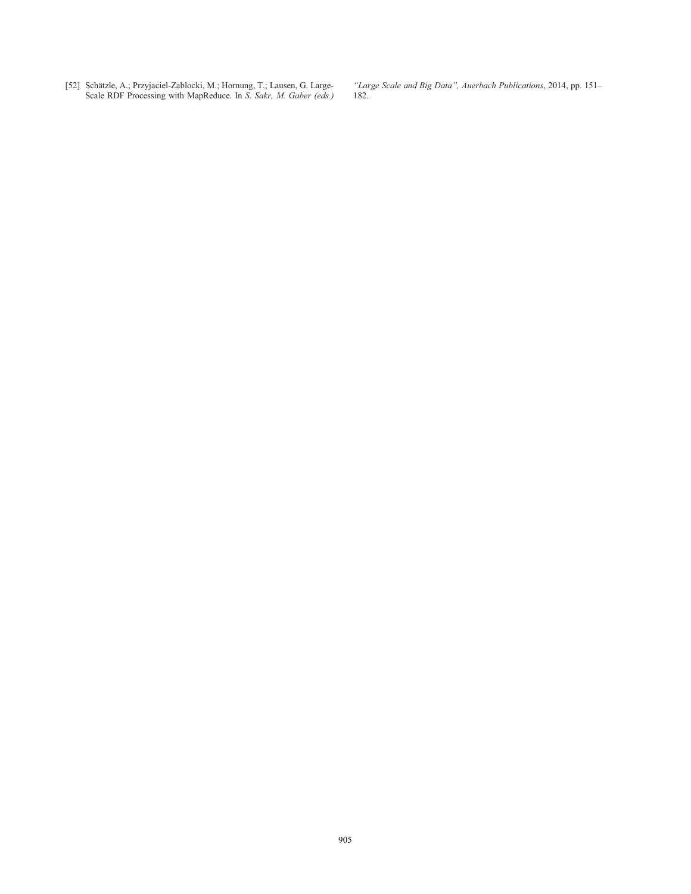[52] Schätzle, A.; Przyjaciel-Zablocki, M.; Hornung, T.; Lausen, G. Large-Scale RDF Processing with MapReduce. In *S. Sakr, M. Gaber (eds.) "Large Scale and Big Data", Auerbach Publications*, 2014, pp. 151–182.